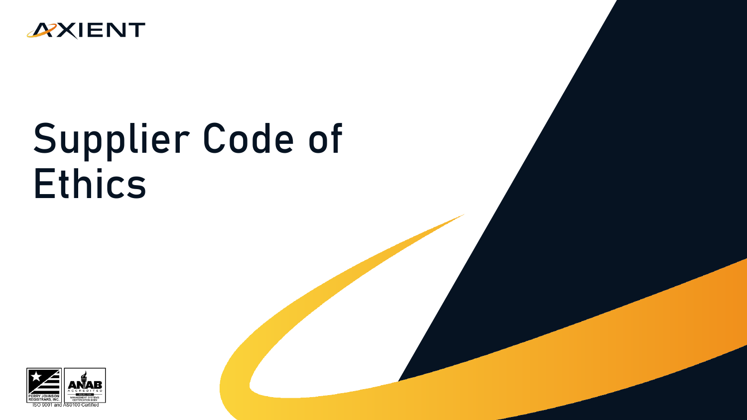AXIENT

# Supplier Code of Ethics

PERRY JOHNSON REGISTRARS, INC.

ANAB ACCREDITED MANAGEMENT SYSTEMS CERTIFICATION BODY

ISO 9001 and AS9100 Certified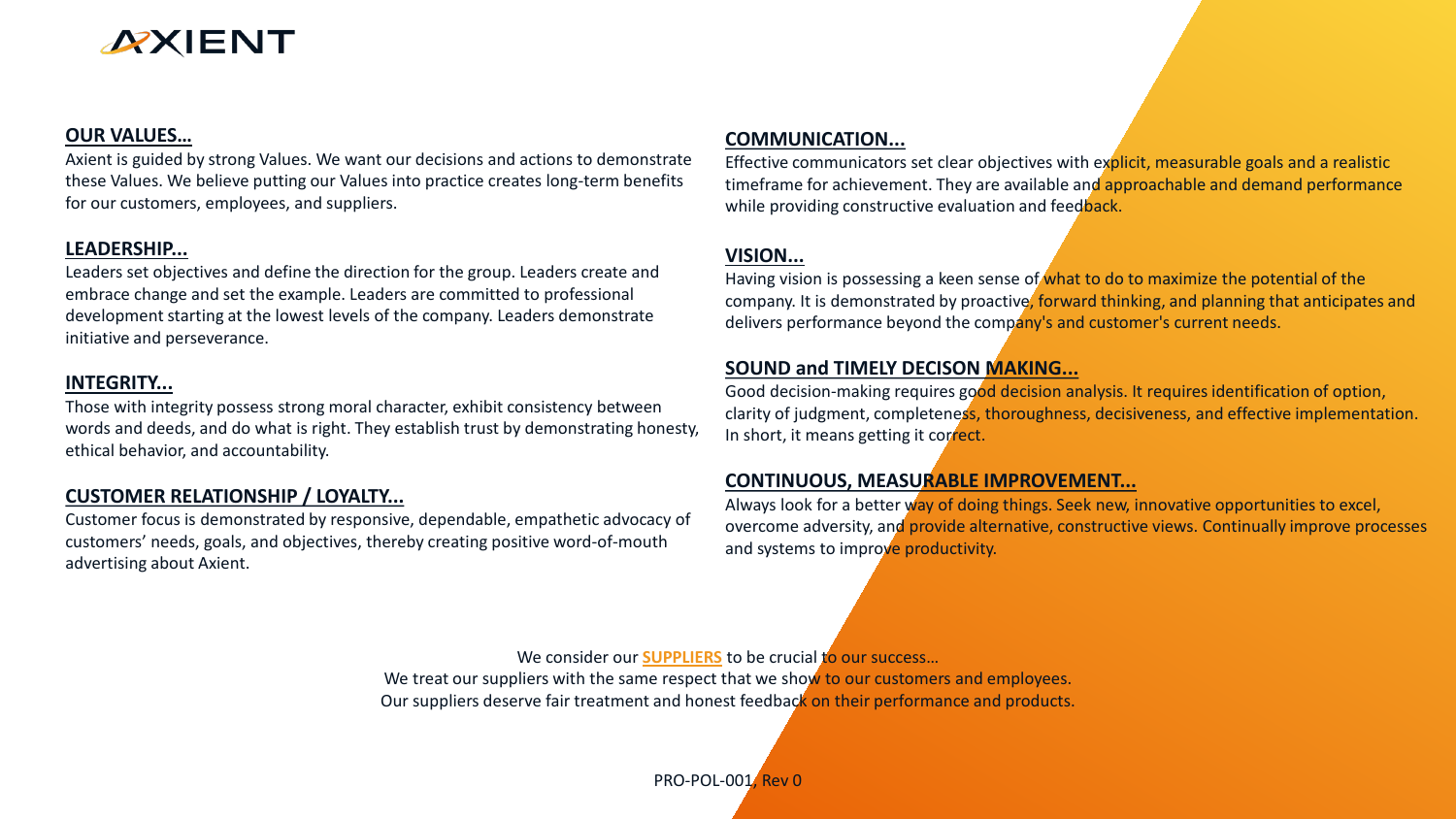AXIENT

## OUR VALUES…

Axient is guided by strong Values. We want our decisions and actions to demonstrate these Values. We believe putting our Values into practice creates long-term benefits for our customers, employees, and suppliers.

## LEADERSHIP...

Leaders set objectives and define the direction for the group. Leaders create and embrace change and set the example. Leaders are committed to professional development starting at the lowest levels of the company. Leaders demonstrate initiative and perseverance.

## INTEGRITY...

Those with integrity possess strong moral character, exhibit consistency between words and deeds, and do what is right. They establish trust by demonstrating honesty, ethical behavior, and accountability.

## CUSTOMER RELATIONSHIP / LOYALTY...

Customer focus is demonstrated by responsive, dependable, empathetic advocacy of customers' needs, goals, and objectives, thereby creating positive word-of-mouth advertising about Axient.

## COMMUNICATION...

Effective communicators set clear objectives with explicit, measurable goals and a realistic timeframe for achievement. They are available and approachable and demand performance while providing constructive evaluation and feedback.

## VISION...

Having vision is possessing a keen sense of what to do to maximize the potential of the company. It is demonstrated by proactive, forward thinking, and planning that anticipates and delivers performance beyond the company's and customer's current needs.

## SOUND and TIMELY DECISON MAKING...

Good decision-making requires good decision analysis. It requires identification of option, clarity of judgment, completeness, thoroughness, decisiveness, and effective implementation. In short, it means getting it correct.

## CONTINUOUS, MEASURABLE IMPROVEMENT...

Always look for a better way of doing things. Seek new, innovative opportunities to excel, overcome adversity, and provide alternative, constructive views. Continually improve processes and systems to improve productivity.

We consider our **SUPPLIERS** to be crucial to our success…
We treat our suppliers with the same respect that we show to our customers and employees.
Our suppliers deserve fair treatment and honest feedback on their performance and products.

PRO-POL-001, Rev 0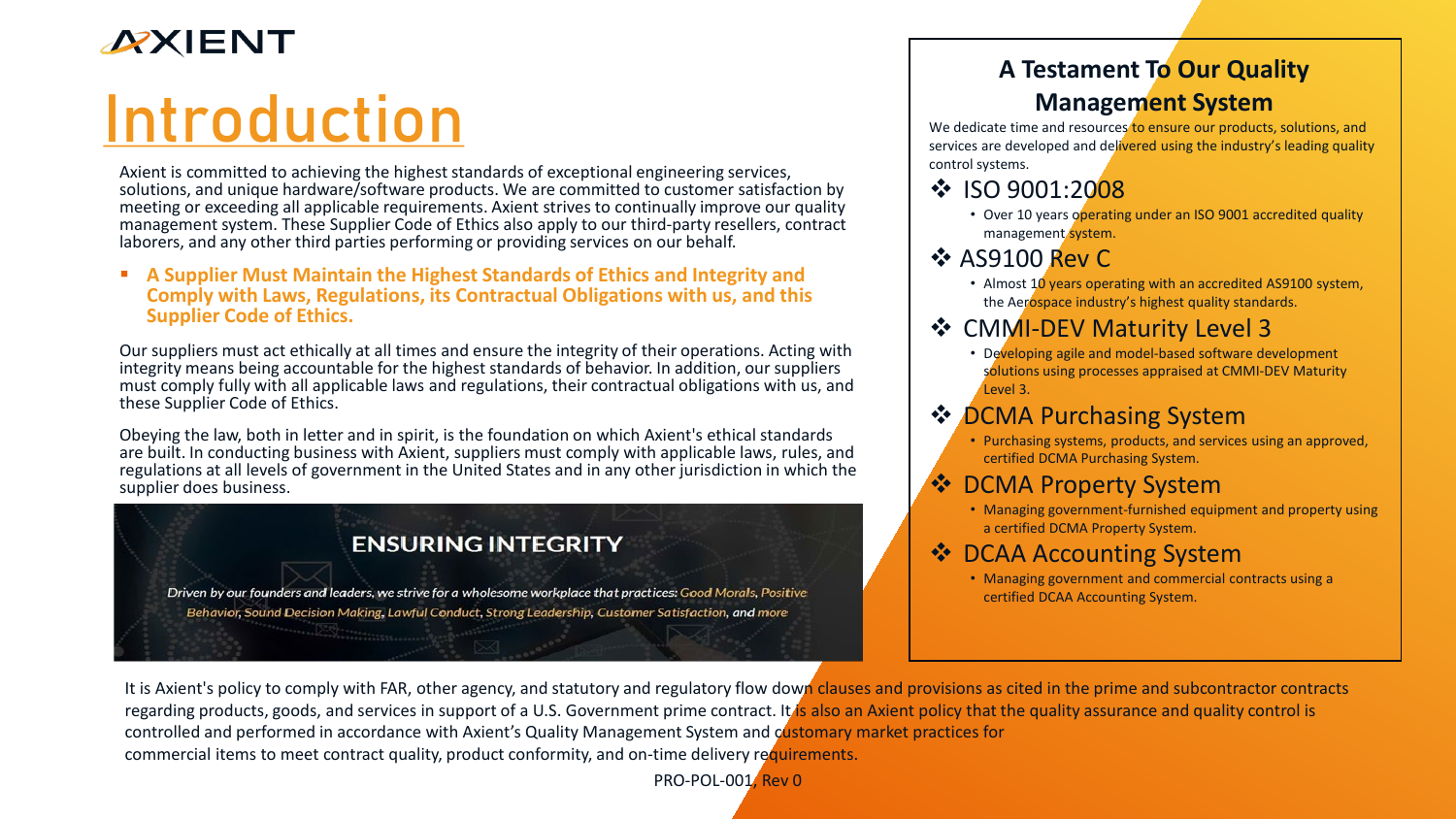# Introduction

Axient is committed to achieving the highest standards of exceptional engineering services, solutions, and unique hardware/software products. We are committed to customer satisfaction by meeting or exceeding all applicable requirements. Axient strives to continually improve our quality management system. These Supplier Code of Ethics also apply to our third-party resellers, contract laborers, and any other third parties performing or providing services on our behalf.

- **A Supplier Must Maintain the Highest Standards of Ethics and Integrity and Comply with Laws, Regulations, its Contractual Obligations with us, and this Supplier Code of Ethics.**

Our suppliers must act ethically at all times and ensure the integrity of their operations. Acting with integrity means being accountable for the highest standards of behavior. In addition, our suppliers must comply fully with all applicable laws and regulations, their contractual obligations with us, and these Supplier Code of Ethics.

Obeying the law, both in letter and in spirit, is the foundation on which Axient's ethical standards are built. In conducting business with Axient, suppliers must comply with applicable laws, rules, and regulations at all levels of government in the United States and in any other jurisdiction in which the supplier does business.

## ENSURING INTEGRITY

*Driven by our founders and leaders, we strive for a wholesome workplace that practices: Good Morals, Positive Behavior, Sound Decision Making, Lawful Conduct, Strong Leadership, Customer Satisfaction, and more*

## A Testament To Our Quality Management System

We dedicate time and resources to ensure our products, solutions, and services are developed and delivered using the industry's leading quality control systems.

### ISO 9001:2008
- Over 10 years operating under an ISO 9001 accredited quality management system.

### AS9100 Rev C
- Almost 10 years operating with an accredited AS9100 system, the Aerospace industry's highest quality standards.

### CMMI-DEV Maturity Level 3
- Developing agile and model-based software development solutions using processes appraised at CMMI-DEV Maturity Level 3.

### DCMA Purchasing System
- Purchasing systems, products, and services using an approved, certified DCMA Purchasing System.

### DCMA Property System
- Managing government-furnished equipment and property using a certified DCMA Property System.

### DCAA Accounting System
- Managing government and commercial contracts using a certified DCAA Accounting System.

It is Axient's policy to comply with FAR, other agency, and statutory and regulatory flow down clauses and provisions as cited in the prime and subcontractor contracts regarding products, goods, and services in support of a U.S. Government prime contract. It is also an Axient policy that the quality assurance and quality control is controlled and performed in accordance with Axient's Quality Management System and customary market practices for commercial items to meet contract quality, product conformity, and on-time delivery requirements.

PRO-POL-001, Rev 0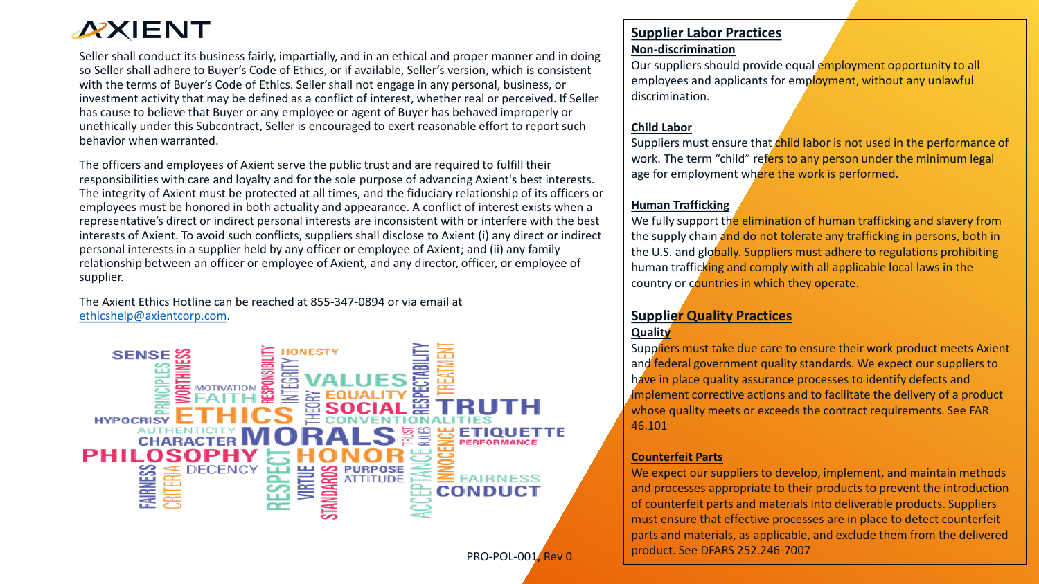Seller shall conduct its business fairly, impartially, and in an ethical and proper manner and in doing so Seller shall adhere to Buyer's Code of Ethics, or if available, Seller's version, which is consistent with the terms of Buyer's Code of Ethics. Seller shall not engage in any personal, business, or investment activity that may be defined as a conflict of interest, whether real or perceived. If Seller has cause to believe that Buyer or any employee or agent of Buyer has behaved improperly or unethically under this Subcontract, Seller is encouraged to exert reasonable effort to report such behavior when warranted.

The officers and employees of Axient serve the public trust and are required to fulfill their responsibilities with care and loyalty and for the sole purpose of advancing Axient's best interests. The integrity of Axient must be protected at all times, and the fiduciary relationship of its officers or employees must be honored in both actuality and appearance. A conflict of interest exists when a representative's direct or indirect personal interests are inconsistent with or interfere with the best interests of Axient. To avoid such conflicts, suppliers shall disclose to Axient (i) any direct or indirect personal interests in a supplier held by any officer or employee of Axient; and (ii) any family relationship between an officer or employee of Axient, and any director, officer, or employee of supplier.

The Axient Ethics Hotline can be reached at 855-347-0894 or via email at ethicshelp@axientcorp.com.

## Supplier Labor Practices

**Non-discrimination**

Our suppliers should provide equal employment opportunity to all employees and applicants for employment, without any unlawful discrimination.

**Child Labor**

Suppliers must ensure that child labor is not used in the performance of work. The term "child" refers to any person under the minimum legal age for employment where the work is performed.

**Human Trafficking**

We fully support the elimination of human trafficking and slavery from the supply chain and do not tolerate any trafficking in persons, both in the U.S. and globally. Suppliers must adhere to regulations prohibiting human trafficking and comply with all applicable local laws in the country or countries in which they operate.

## Supplier Quality Practices

**Quality**

Suppliers must take due care to ensure their work product meets Axient and federal government quality standards. We expect our suppliers to have in place quality assurance processes to identify defects and implement corrective actions and to facilitate the delivery of a product whose quality meets or exceeds the contract requirements. See FAR 46.101

**Counterfeit Parts**

We expect our suppliers to develop, implement, and maintain methods and processes appropriate to their products to prevent the introduction of counterfeit parts and materials into deliverable products. Suppliers must ensure that effective processes are in place to detect counterfeit parts and materials, as applicable, and exclude them from the delivered product. See DFARS 252.246-7007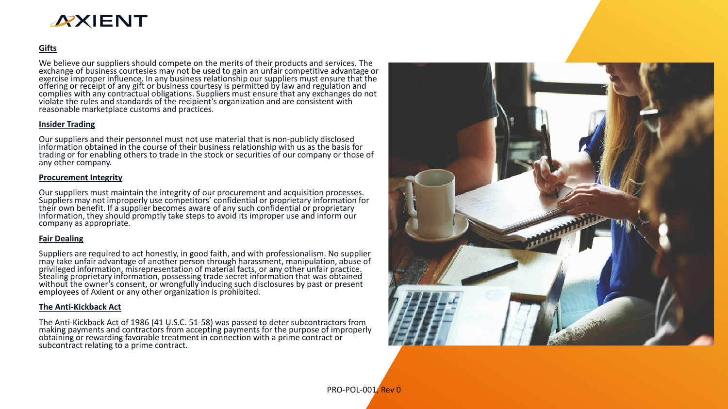**Gifts**

We believe our suppliers should compete on the merits of their products and services. The exchange of business courtesies may not be used to gain an unfair competitive advantage or exercise improper influence. In any business relationship our suppliers must ensure that the offering or receipt of any gift or business courtesy is permitted by law and regulation and complies with any contractual obligations. Suppliers must ensure that any exchanges do not violate the rules and standards of the recipient's organization and are consistent with reasonable marketplace customs and practices.

**Insider Trading**

Our suppliers and their personnel must not use material that is non-publicly disclosed information obtained in the course of their business relationship with us as the basis for trading or for enabling others to trade in the stock or securities of our company or those of any other company.

**Procurement Integrity**

Our suppliers must maintain the integrity of our procurement and acquisition processes. Suppliers may not improperly use competitors' confidential or proprietary information for their own benefit. If a supplier becomes aware of any such confidential or proprietary information, they should promptly take steps to avoid its improper use and inform our company as appropriate.

**Fair Dealing**

Suppliers are required to act honestly, in good faith, and with professionalism. No supplier may take unfair advantage of another person through harassment, manipulation, abuse of privileged information, misrepresentation of material facts, or any other unfair practice. Stealing proprietary information, possessing trade secret information that was obtained without the owner's consent, or wrongfully inducing such disclosures by past or present employees of Axient or any other organization is prohibited.

**The Anti-Kickback Act**

The Anti-Kickback Act of 1986 (41 U.S.C. 51-58) was passed to deter subcontractors from making payments and contractors from accepting payments for the purpose of improperly obtaining or rewarding favorable treatment in connection with a prime contract or subcontract relating to a prime contract.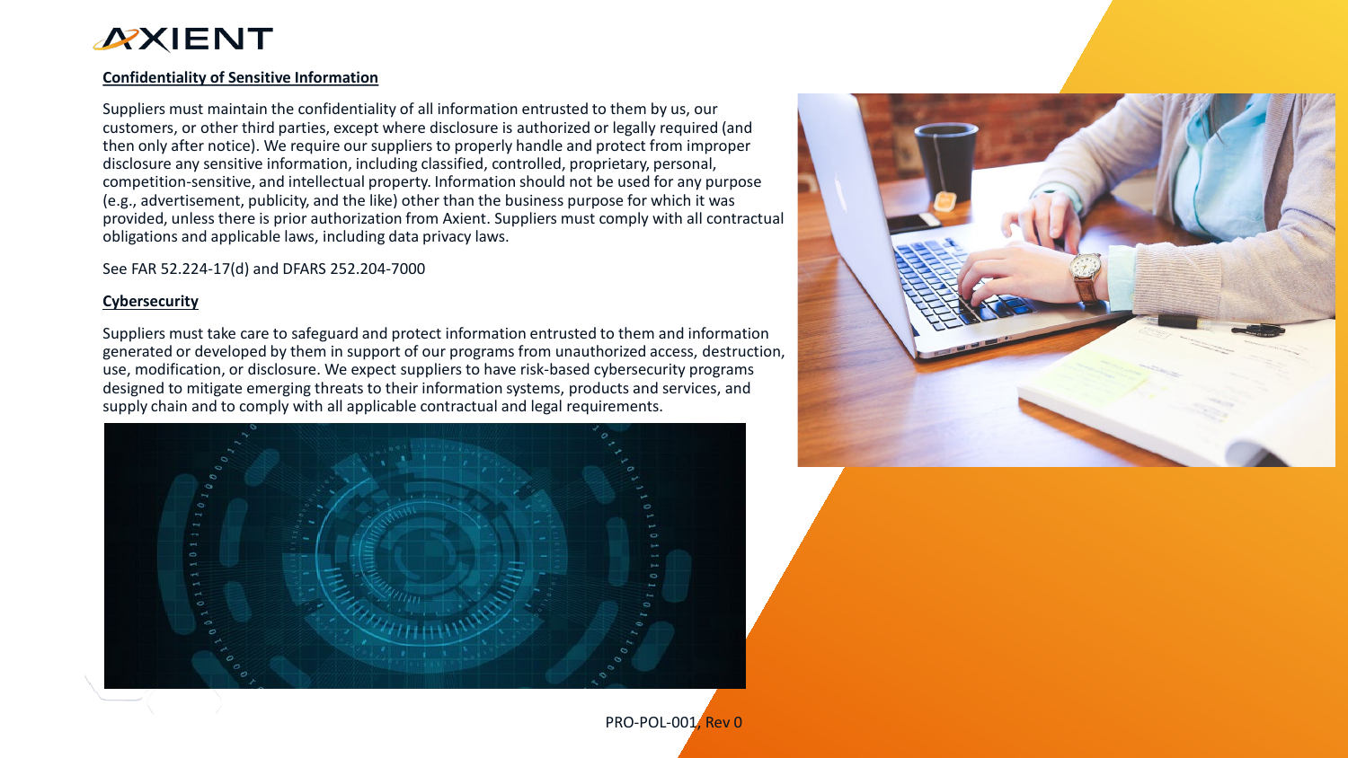### Confidentiality of Sensitive Information

Suppliers must maintain the confidentiality of all information entrusted to them by us, our customers, or other third parties, except where disclosure is authorized or legally required (and then only after notice). We require our suppliers to properly handle and protect from improper disclosure any sensitive information, including classified, controlled, proprietary, personal, competition-sensitive, and intellectual property. Information should not be used for any purpose (e.g., advertisement, publicity, and the like) other than the business purpose for which it was provided, unless there is prior authorization from Axient. Suppliers must comply with all contractual obligations and applicable laws, including data privacy laws.

See FAR 52.224-17(d) and DFARS 252.204-7000

### Cybersecurity

Suppliers must take care to safeguard and protect information entrusted to them and information generated or developed by them in support of our programs from unauthorized access, destruction, use, modification, or disclosure. We expect suppliers to have risk-based cybersecurity programs designed to mitigate emerging threats to their information systems, products and services, and supply chain and to comply with all applicable contractual and legal requirements.

PRO-POL-001, Rev 0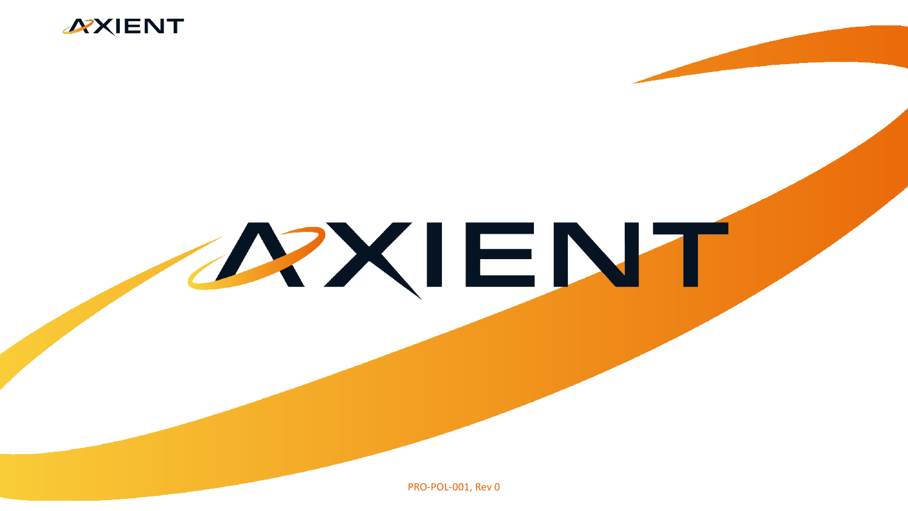AXIENT

AXIENT

PRO-POL-001, Rev 0